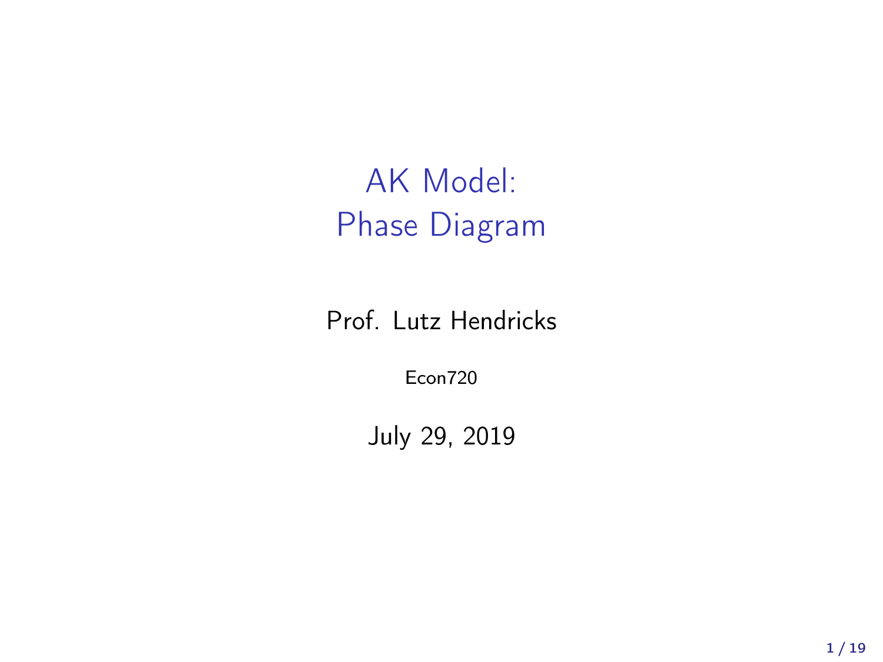# AK Model: Phase Diagram

Prof. Lutz Hendricks

Econ720

July 29, 2019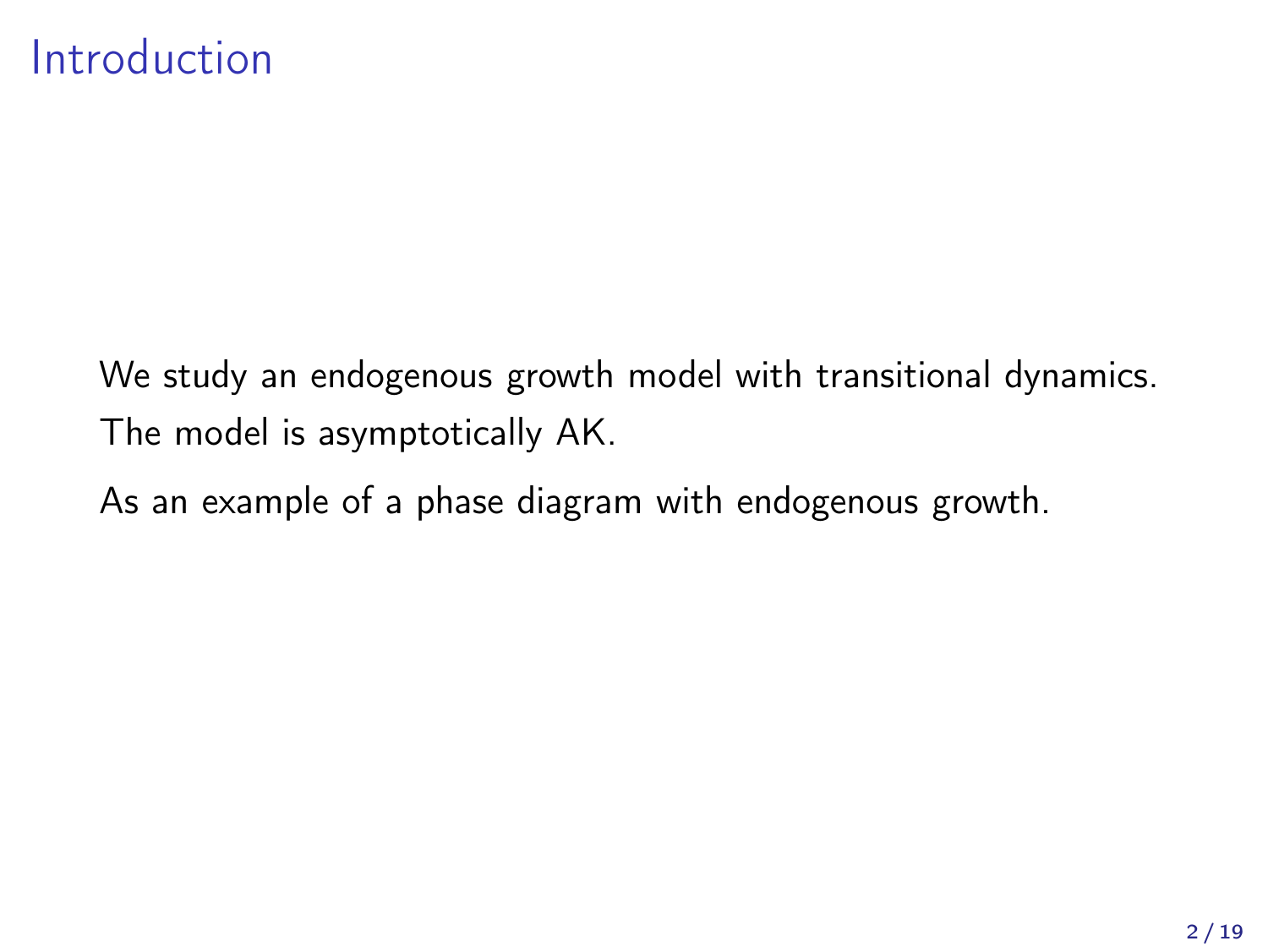# Introduction

We study an endogenous growth model with transitional dynamics.
The model is asymptotically AK.

As an example of a phase diagram with endogenous growth.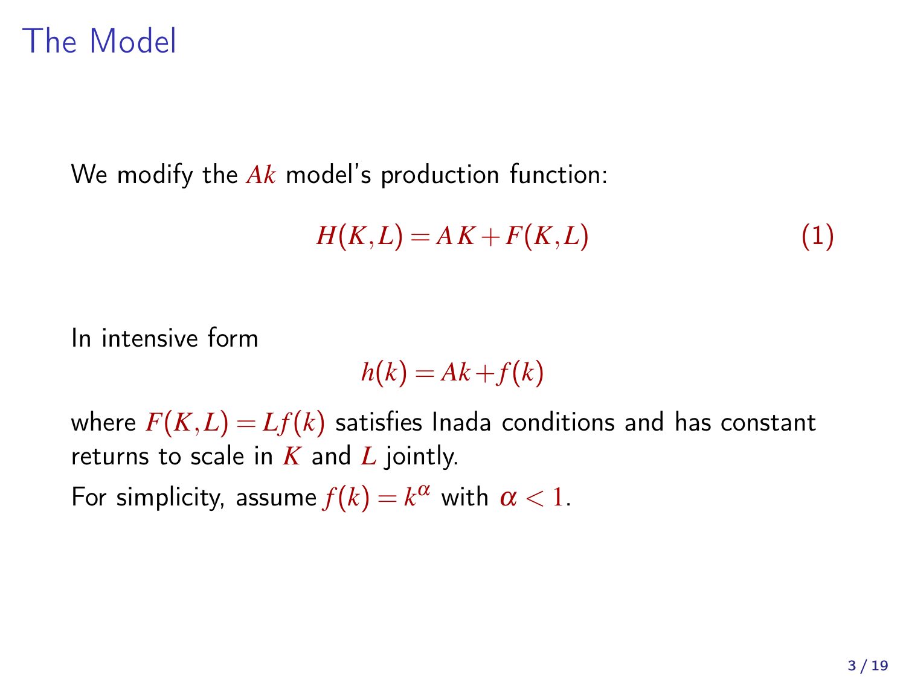# The Model

We modify the $Ak$ model's production function:

$$H(K,L) = A\,K + F(K,L) \tag{1}$$

In intensive form

$$h(k) = Ak + f(k)$$

where $F(K,L) = Lf(k)$ satisfies Inada conditions and has constant returns to scale in $K$ and $L$ jointly.

For simplicity, assume $f(k) = k^{\alpha}$ with $\alpha < 1$.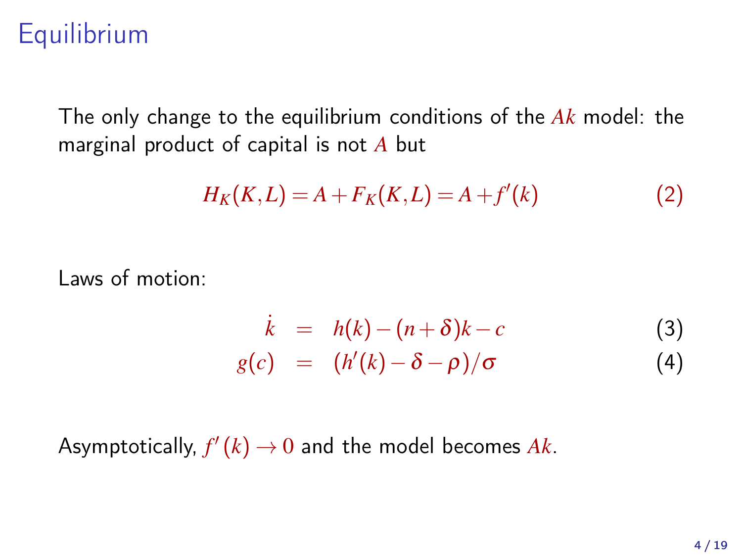# Equilibrium

The only change to the equilibrium conditions of the $Ak$ model: the marginal product of capital is not $A$ but

$$H_K(K,L) = A + F_K(K,L) = A + f'(k) \tag{2}$$

Laws of motion:

$$\dot{k} = h(k) - (n+\delta)k - c \tag{3}$$

$$g(c) = (h'(k) - \delta - \rho)/\sigma \tag{4}$$

Asymptotically, $f'(k) \to 0$ and the model becomes $Ak$.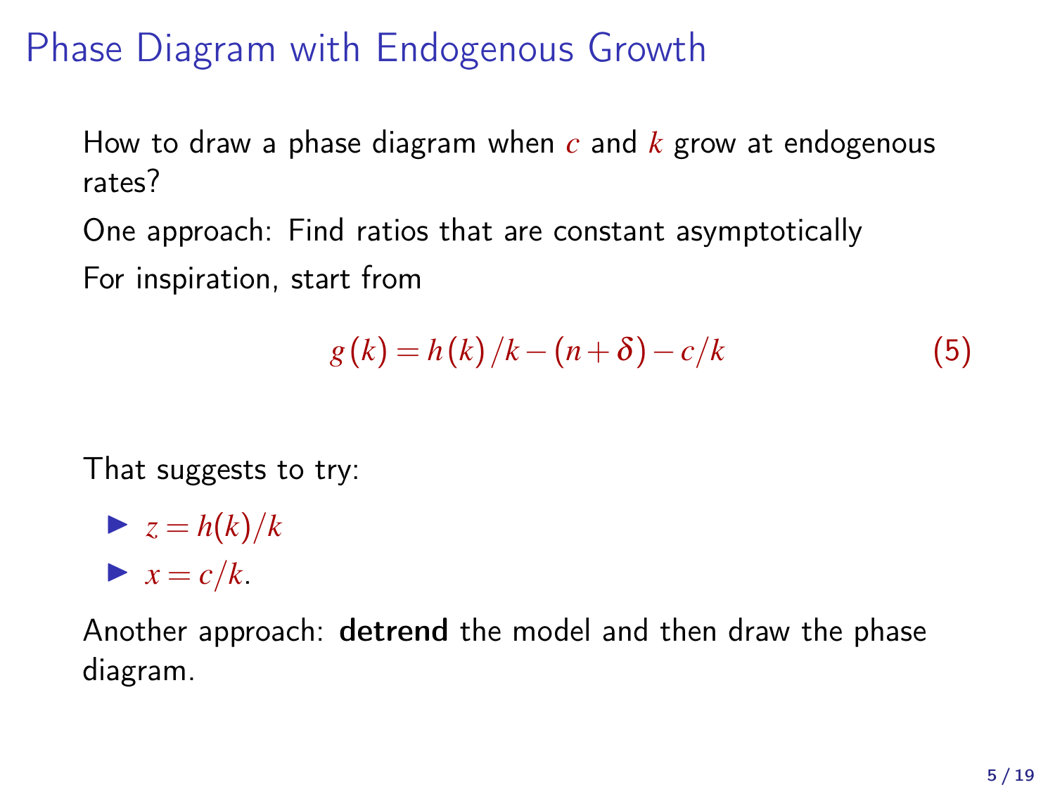# Phase Diagram with Endogenous Growth

How to draw a phase diagram when $c$ and $k$ grow at endogenous rates?

One approach: Find ratios that are constant asymptotically

For inspiration, start from

$$g(k) = h(k)/k - (n+\delta) - c/k \tag{5}$$

That suggests to try:

- $z = h(k)/k$
- $x = c/k$.

Another approach: **detrend** the model and then draw the phase diagram.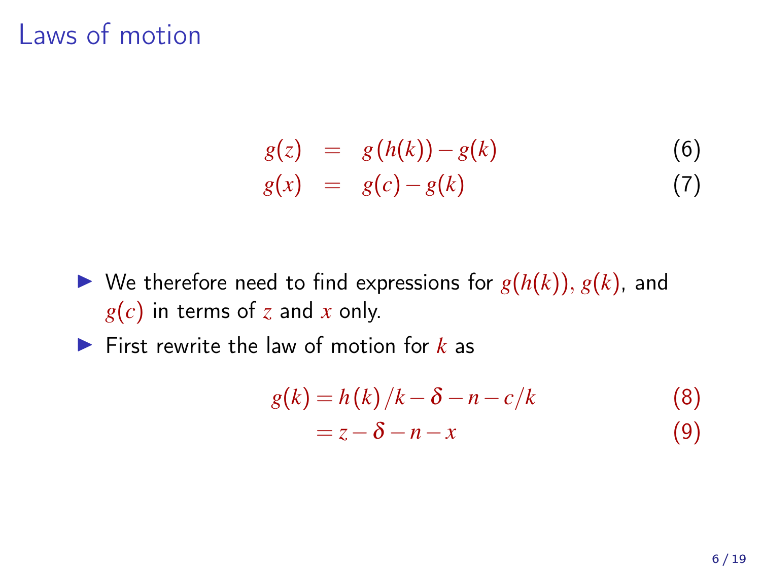# Laws of motion

$$g(z) = g(h(k)) - g(k) \tag{6}$$

$$g(x) = g(c) - g(k) \tag{7}$$

- We therefore need to find expressions for $g(h(k)), g(k)$, and $g(c)$ in terms of $z$ and $x$ only.
- First rewrite the law of motion for $k$ as

$$g(k) = h(k)/k - \delta - n - c/k \tag{8}$$

$$= z - \delta - n - x \tag{9}$$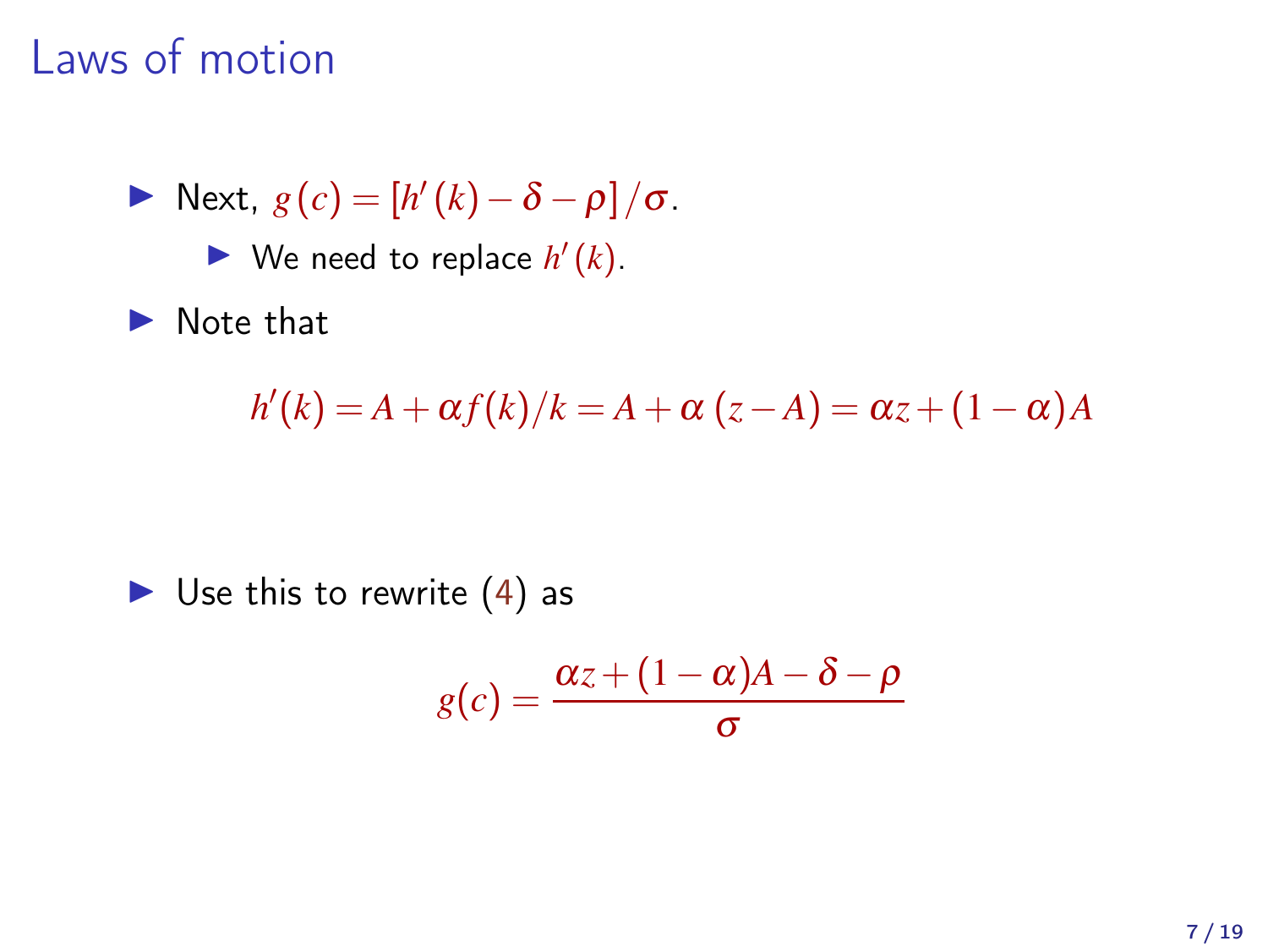# Laws of motion

- Next, $g(c) = [h'(k) - \delta - \rho]/\sigma$.
  - We need to replace $h'(k)$.
- Note that

$$h'(k) = A + \alpha f(k)/k = A + \alpha(z - A) = \alpha z + (1 - \alpha) A$$

- Use this to rewrite (4) as

$$g(c) = \frac{\alpha z + (1-\alpha)A - \delta - \rho}{\sigma}$$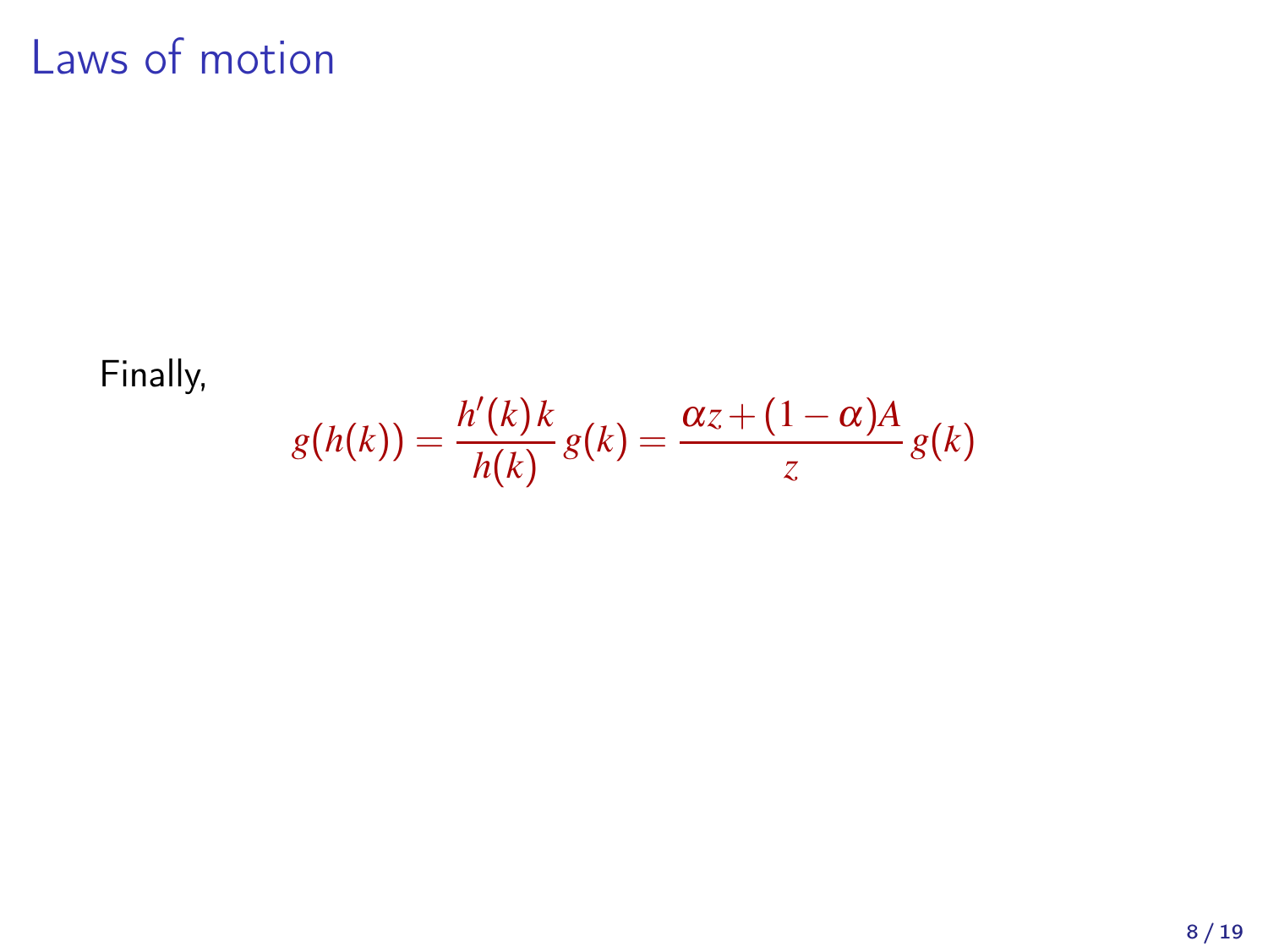# Laws of motion

Finally,

$$g(h(k)) = \frac{h'(k)\,k}{h(k)}\,g(k) = \frac{\alpha z + (1-\alpha)A}{z}\,g(k)$$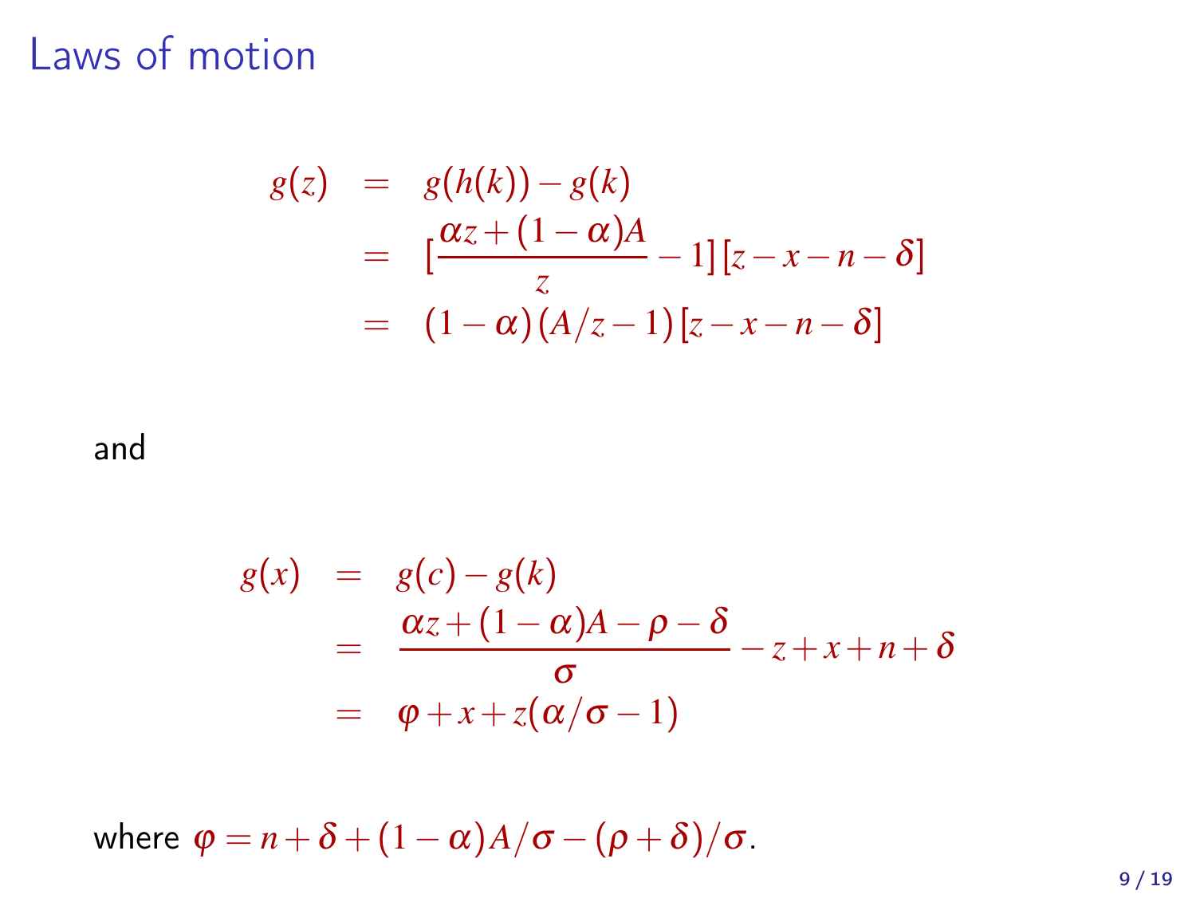# Laws of motion

$$
\begin{aligned}
g(z) &= g(h(k)) - g(k) \\
&= [\frac{\alpha z + (1-\alpha)A}{z} - 1][z - x - n - \delta] \\
&= (1-\alpha)(A/z - 1)[z - x - n - \delta]
\end{aligned}
$$

and

$$
\begin{aligned}
g(x) &= g(c) - g(k) \\
&= \frac{\alpha z + (1-\alpha)A - \rho - \delta}{\sigma} - z + x + n + \delta \\
&= \varphi + x + z(\alpha/\sigma - 1)
\end{aligned}
$$

where $\varphi = n + \delta + (1-\alpha)A/\sigma - (\rho+\delta)/\sigma$.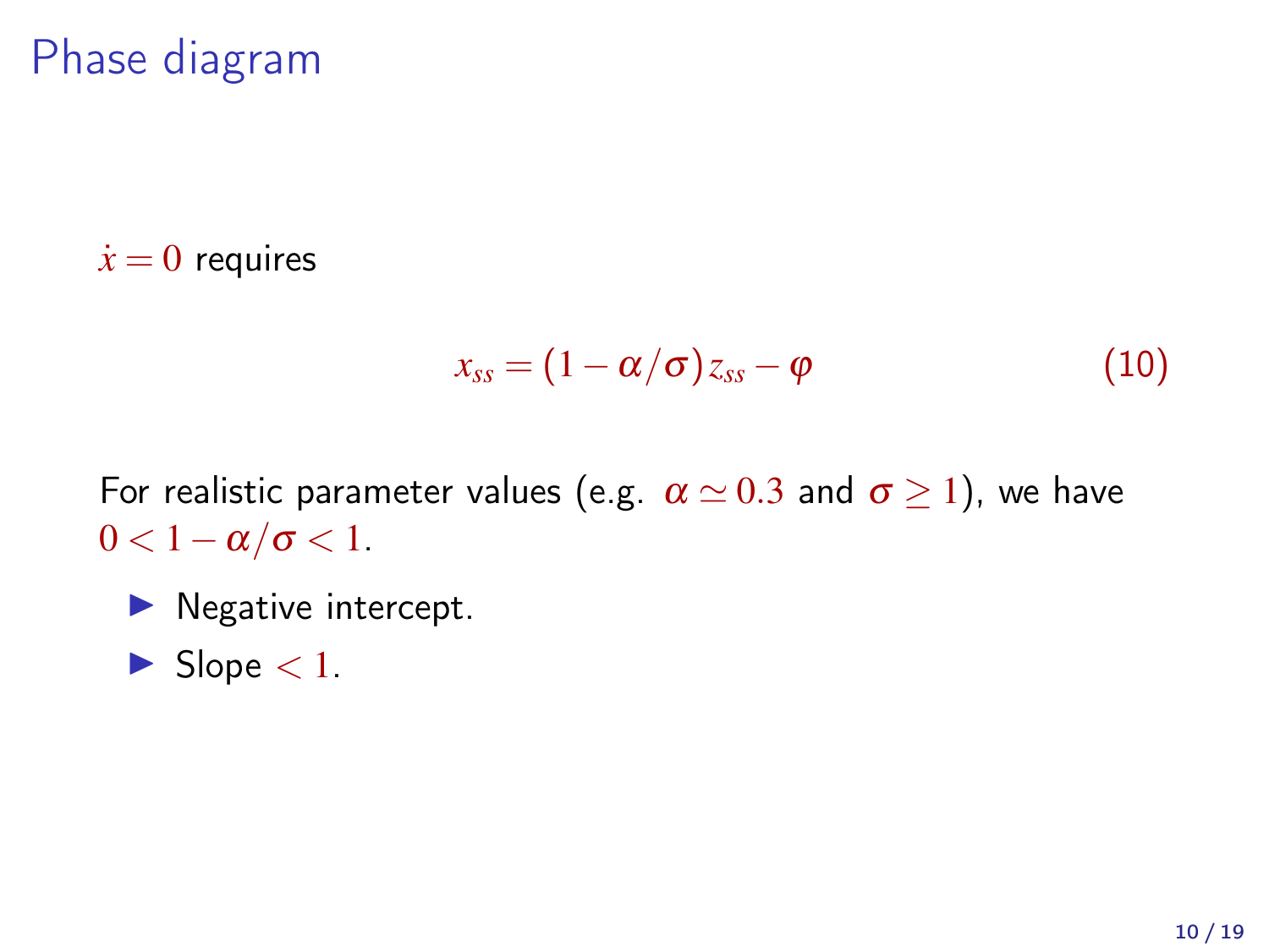# Phase diagram

$\dot{x} = 0$ requires

$$x_{ss} = (1 - \alpha/\sigma)\, z_{ss} - \varphi \tag{10}$$

For realistic parameter values (e.g. $\alpha \simeq 0.3$ and $\sigma \geq 1$), we have $0 < 1 - \alpha/\sigma < 1$.

- Negative intercept.
- Slope $< 1$.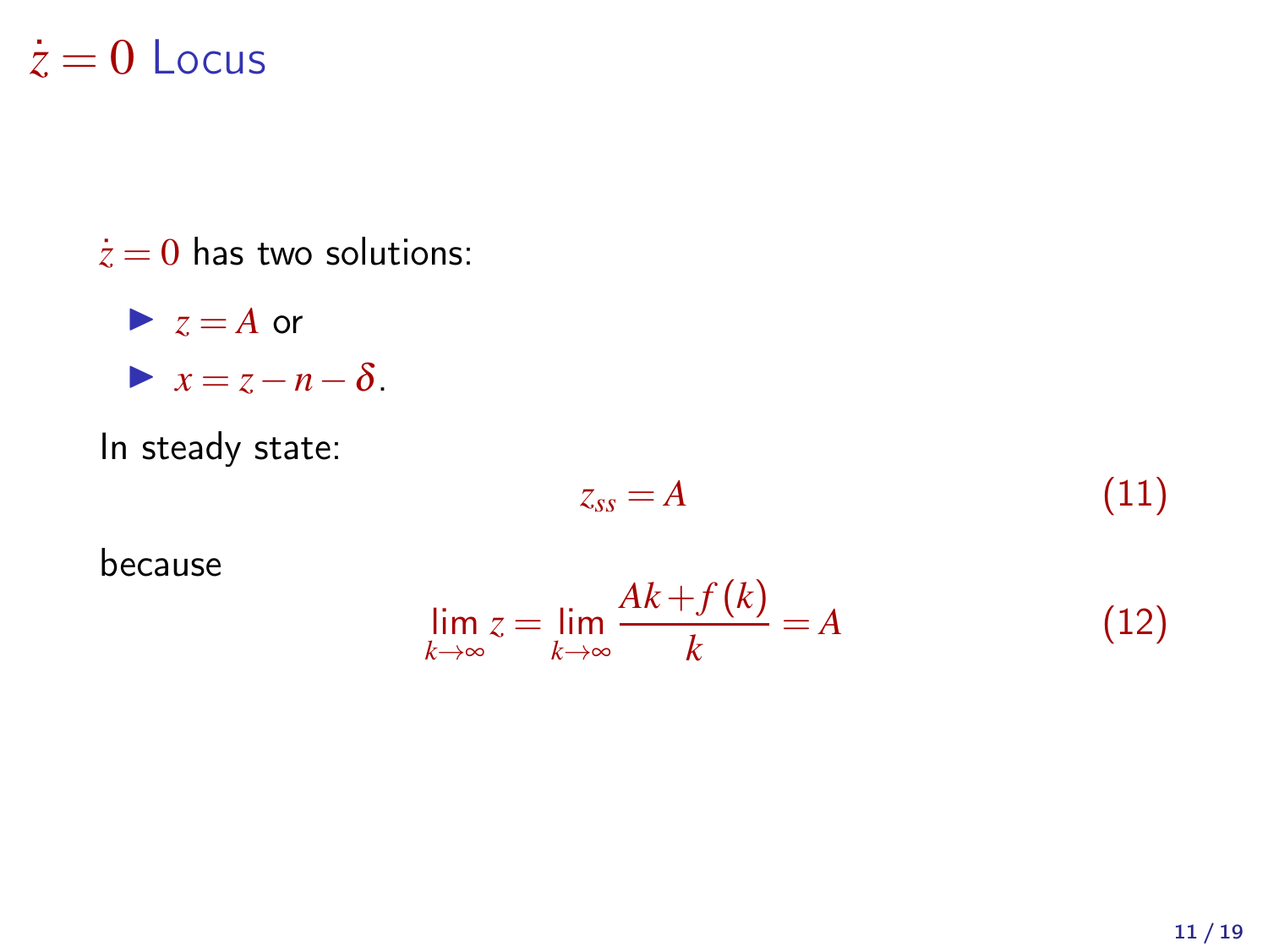# $\dot{z} = 0$ Locus

$\dot{z} = 0$ has two solutions:

- $z = A$ or
- $x = z - n - \delta$.

In steady state:

$$z_{ss} = A \tag{11}$$

because

$$\lim_{k \to \infty} z = \lim_{k \to \infty} \frac{Ak + f(k)}{k} = A \tag{12}$$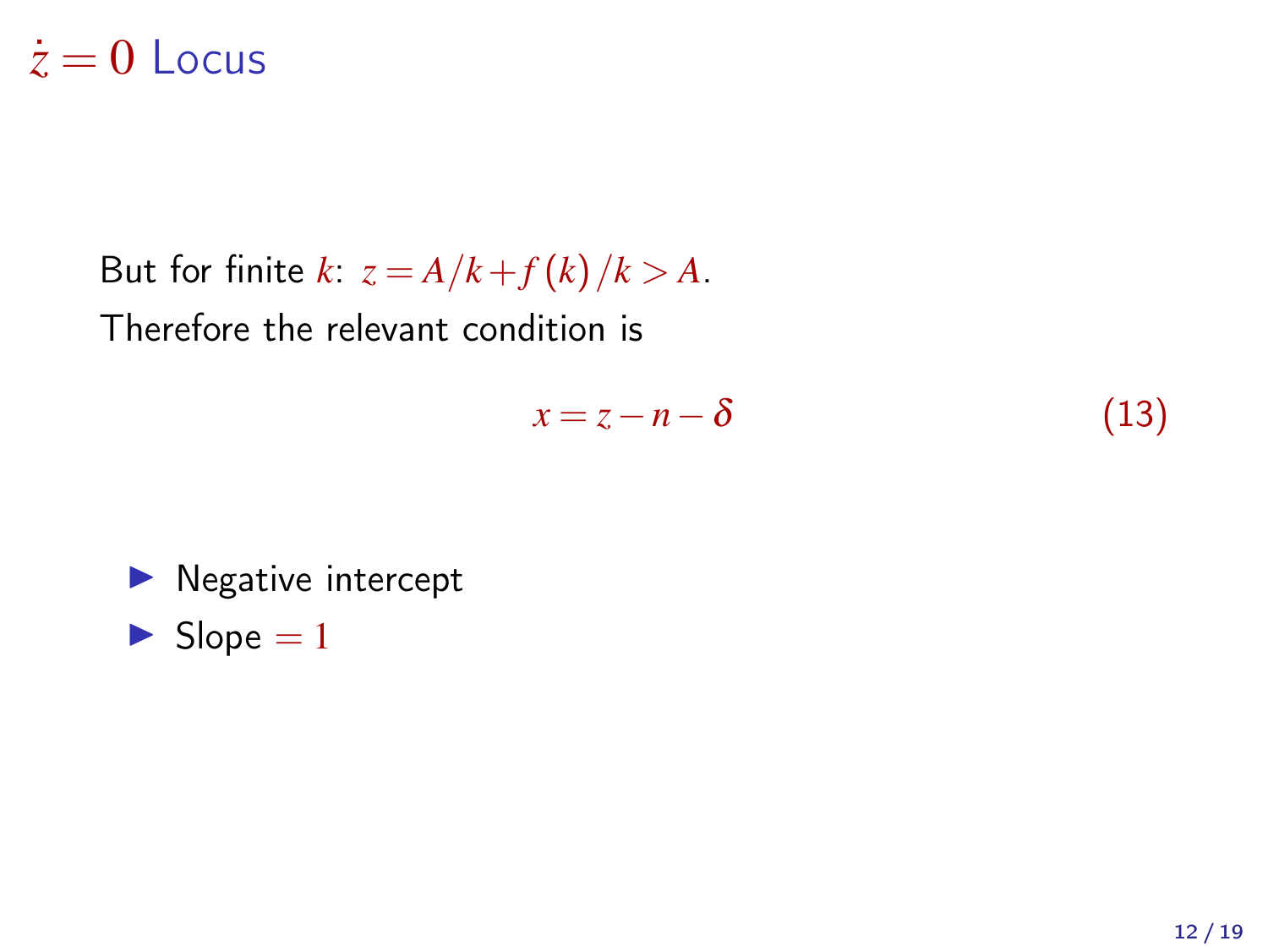# $\dot{z} = 0$ Locus

But for finite $k$: $z = A/k + f(k)/k > A$.

Therefore the relevant condition is

$$x = z - n - \delta \tag{13}$$

- Negative intercept
- Slope $= 1$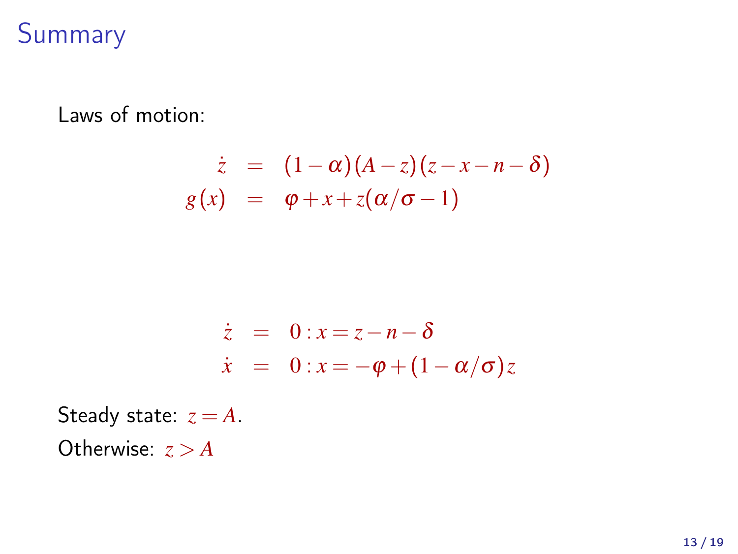# Summary

Laws of motion:

$$
\begin{aligned}
\dot{z} &= (1-\alpha)(A-z)(z-x-n-\delta) \\
g(x) &= \varphi + x + z(\alpha/\sigma - 1)
\end{aligned}
$$

$$
\begin{aligned}
\dot{z} &= 0 : x = z - n - \delta \\
\dot{x} &= 0 : x = -\varphi + (1-\alpha/\sigma)z
\end{aligned}
$$

Steady state: $z = A$.

Otherwise: $z > A$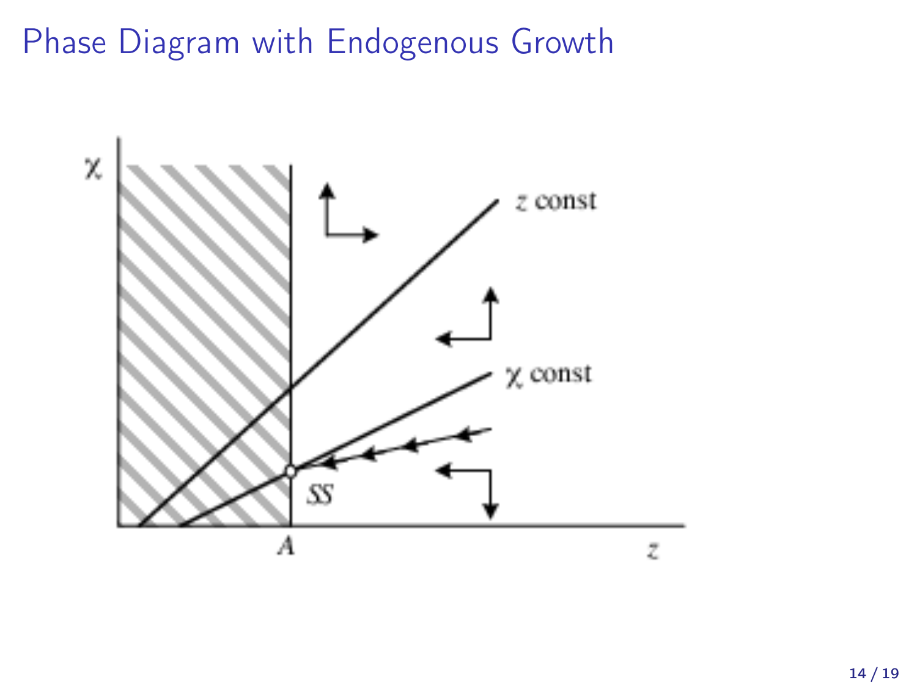# Phase Diagram with Endogenous Growth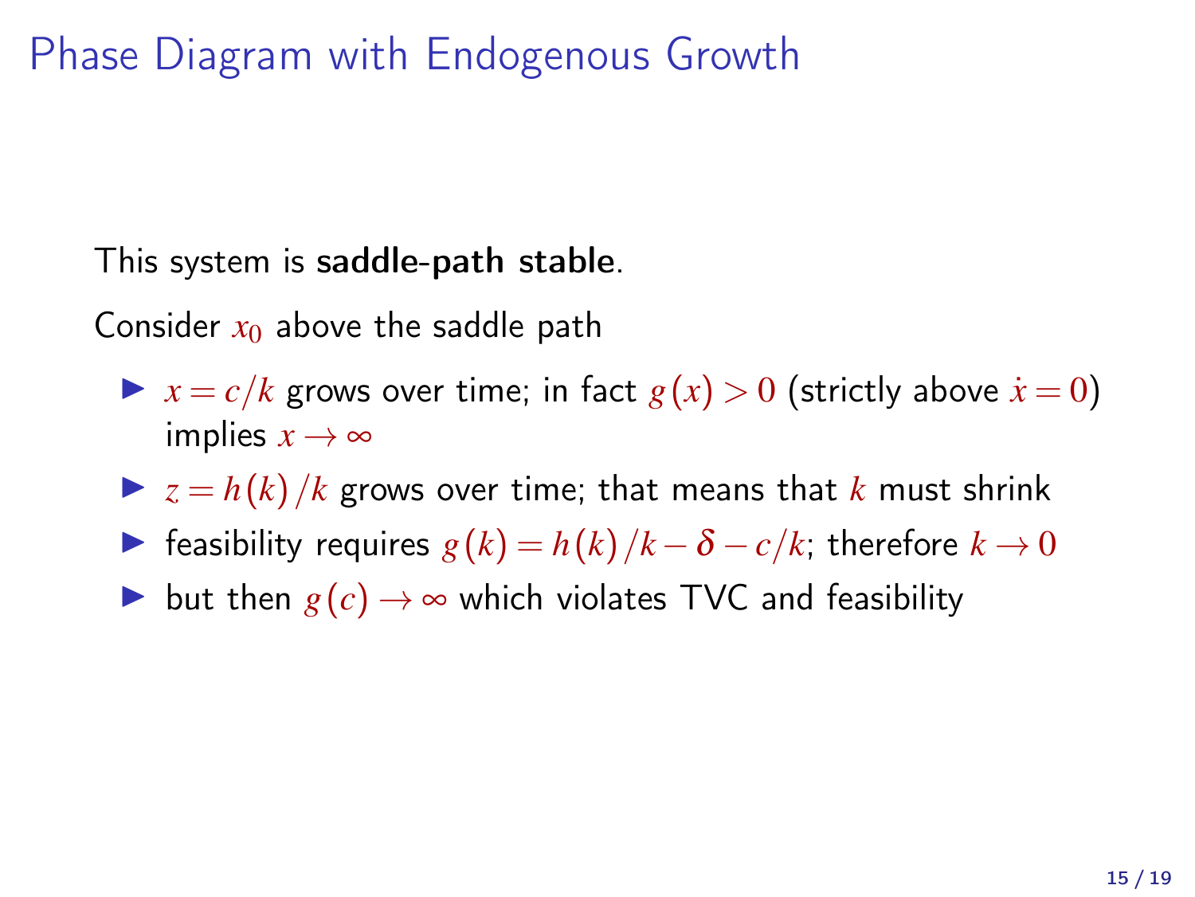# Phase Diagram with Endogenous Growth

This system is **saddle-path stable**.

Consider $x_0$ above the saddle path

- $x = c/k$ grows over time; in fact $g(x) > 0$ (strictly above $\dot{x} = 0$) implies $x \to \infty$
- $z = h(k)/k$ grows over time; that means that $k$ must shrink
- feasibility requires $g(k) = h(k)/k - \delta - c/k$; therefore $k \to 0$
- but then $g(c) \to \infty$ which violates TVC and feasibility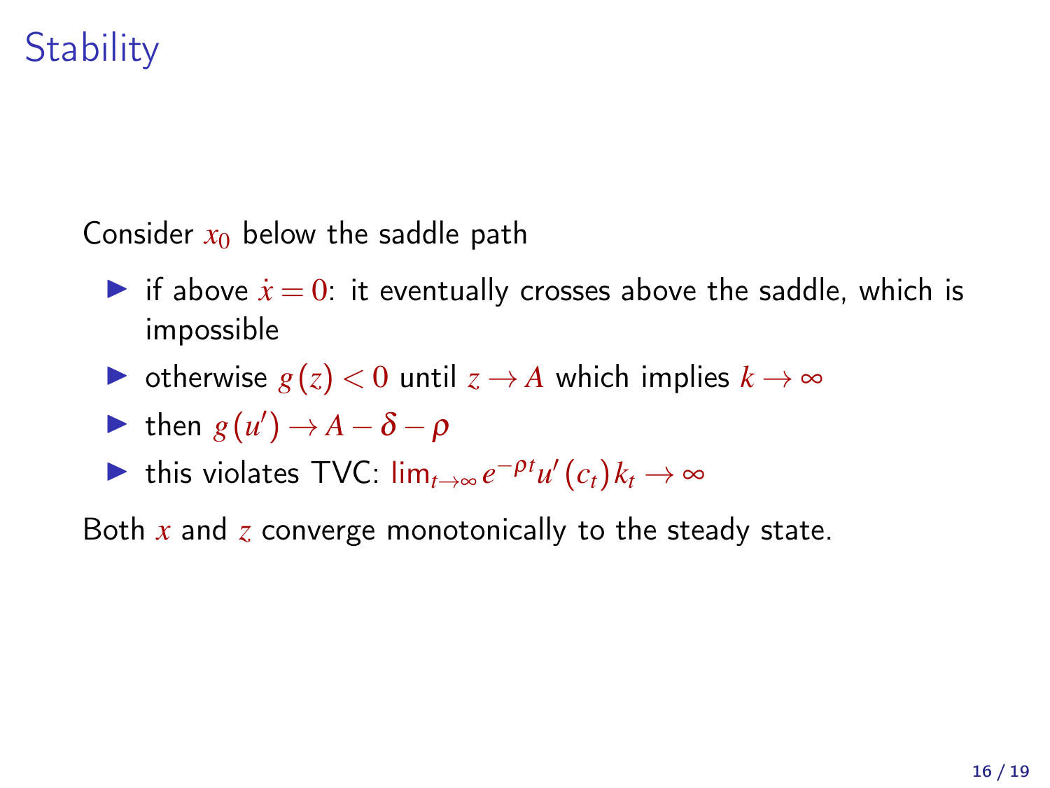# Stability

Consider $x_0$ below the saddle path

- if above $\dot{x} = 0$: it eventually crosses above the saddle, which is impossible
- otherwise $g(z) < 0$ until $z \to A$ which implies $k \to \infty$
- then $g(u') \to A - \delta - \rho$
- this violates TVC: $\lim_{t\to\infty} e^{-\rho t} u'(c_t) k_t \to \infty$

Both $x$ and $z$ converge monotonically to the steady state.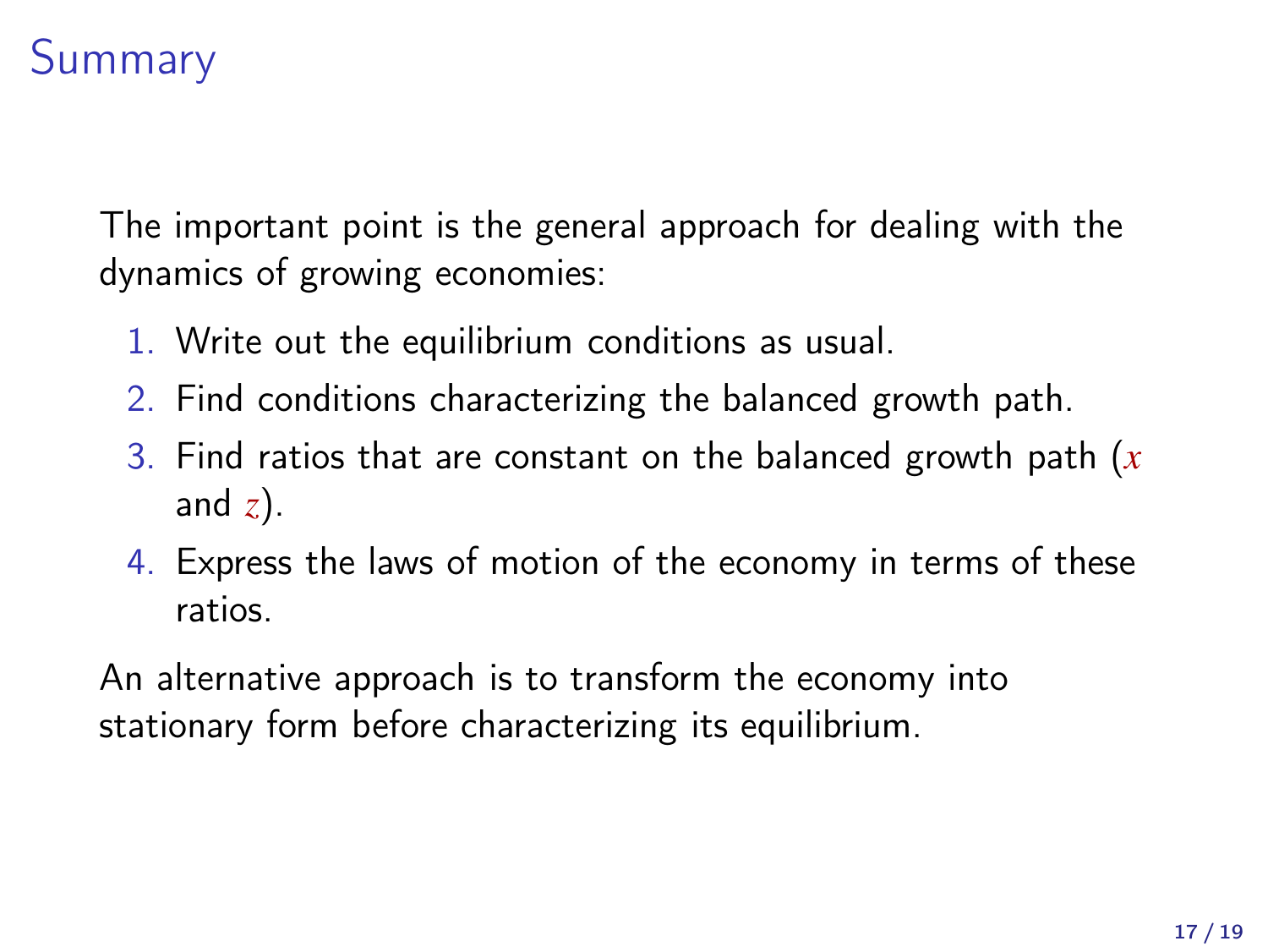# Summary

The important point is the general approach for dealing with the dynamics of growing economies:

1. Write out the equilibrium conditions as usual.
2. Find conditions characterizing the balanced growth path.
3. Find ratios that are constant on the balanced growth path ($x$ and $z$).
4. Express the laws of motion of the economy in terms of these ratios.

An alternative approach is to transform the economy into stationary form before characterizing its equilibrium.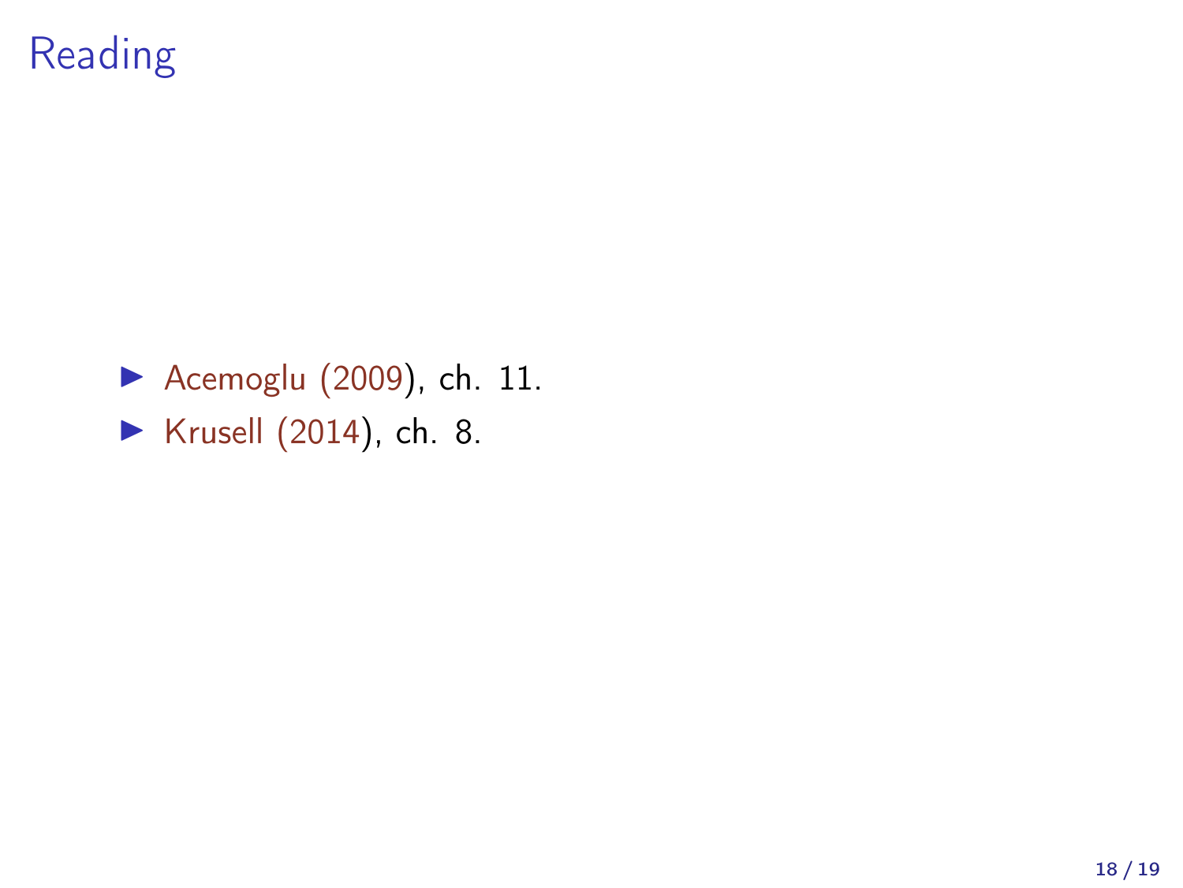# Reading

- Acemoglu (2009), ch. 11.
- Krusell (2014), ch. 8.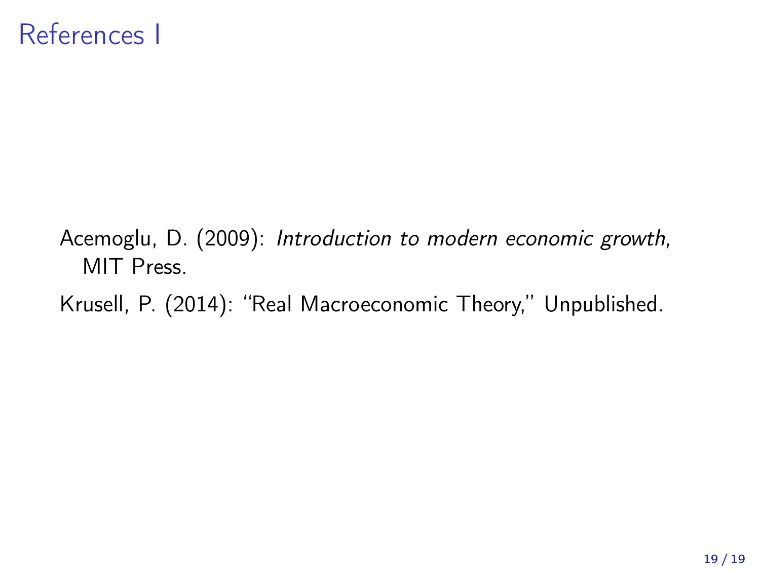# References I

Acemoglu, D. (2009): *Introduction to modern economic growth*, MIT Press.

Krusell, P. (2014): "Real Macroeconomic Theory," Unpublished.